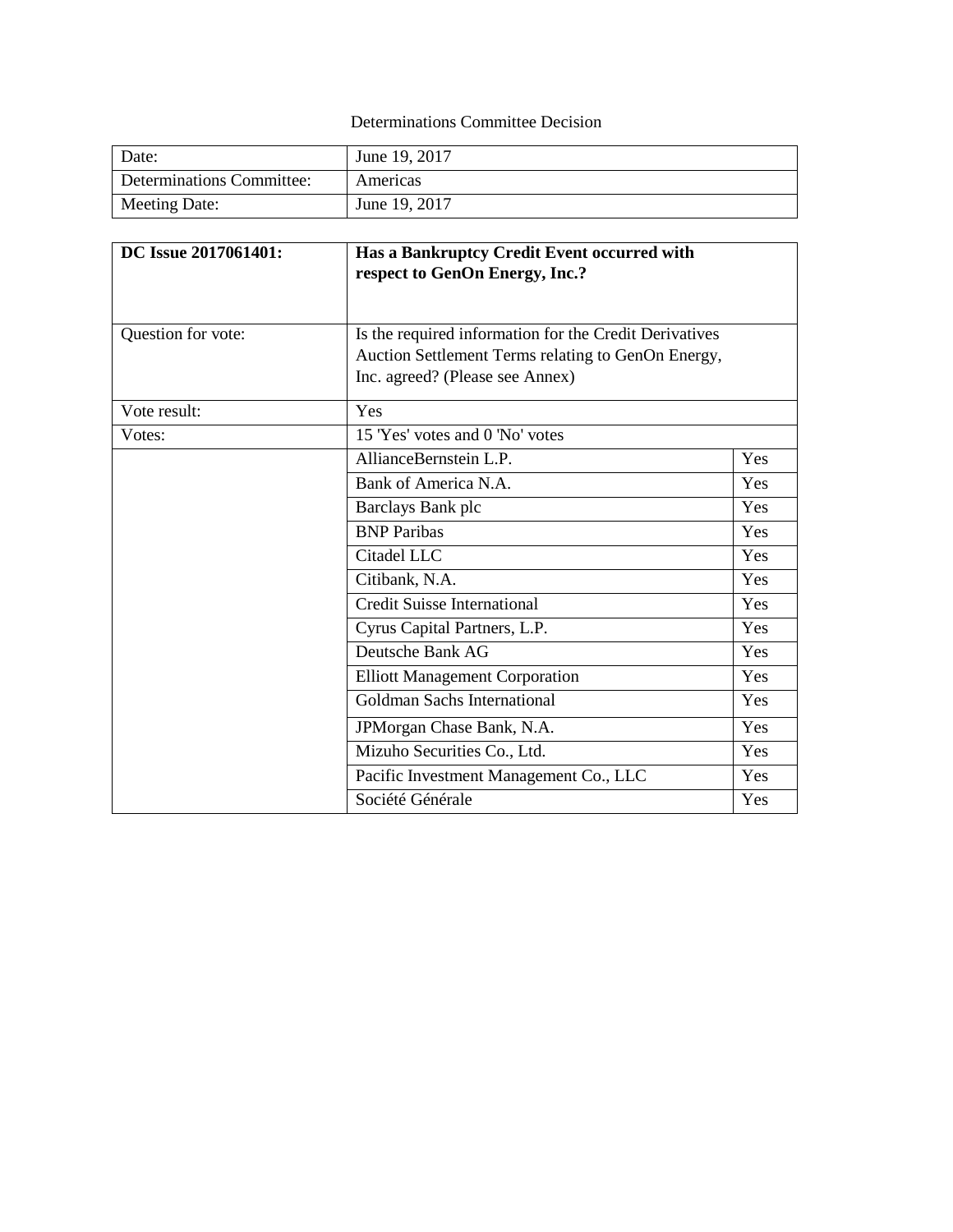Determinations Committee Decision

| Date: | June 19, 2017 |
| --- | --- |
| Determinations Committee: | Americas |
| Meeting Date: | June 19, 2017 |

| **DC Issue 2017061401:** | **Has a Bankruptcy Credit Event occurred with respect to GenOn Energy, Inc.?** | |
| --- | --- | --- |
| Question for vote: | Is the required information for the Credit Derivatives Auction Settlement Terms relating to GenOn Energy, Inc. agreed? (Please see Annex) | |
| Vote result: | Yes | |
| Votes: | 15 'Yes' votes and 0 'No' votes | |
| | AllianceBernstein L.P. | Yes |
| | Bank of America N.A. | Yes |
| | Barclays Bank plc | Yes |
| | BNP Paribas | Yes |
| | Citadel LLC | Yes |
| | Citibank, N.A. | Yes |
| | Credit Suisse International | Yes |
| | Cyrus Capital Partners, L.P. | Yes |
| | Deutsche Bank AG | Yes |
| | Elliott Management Corporation | Yes |
| | Goldman Sachs International | Yes |
| | JPMorgan Chase Bank, N.A. | Yes |
| | Mizuho Securities Co., Ltd. | Yes |
| | Pacific Investment Management Co., LLC | Yes |
| | Société Générale | Yes |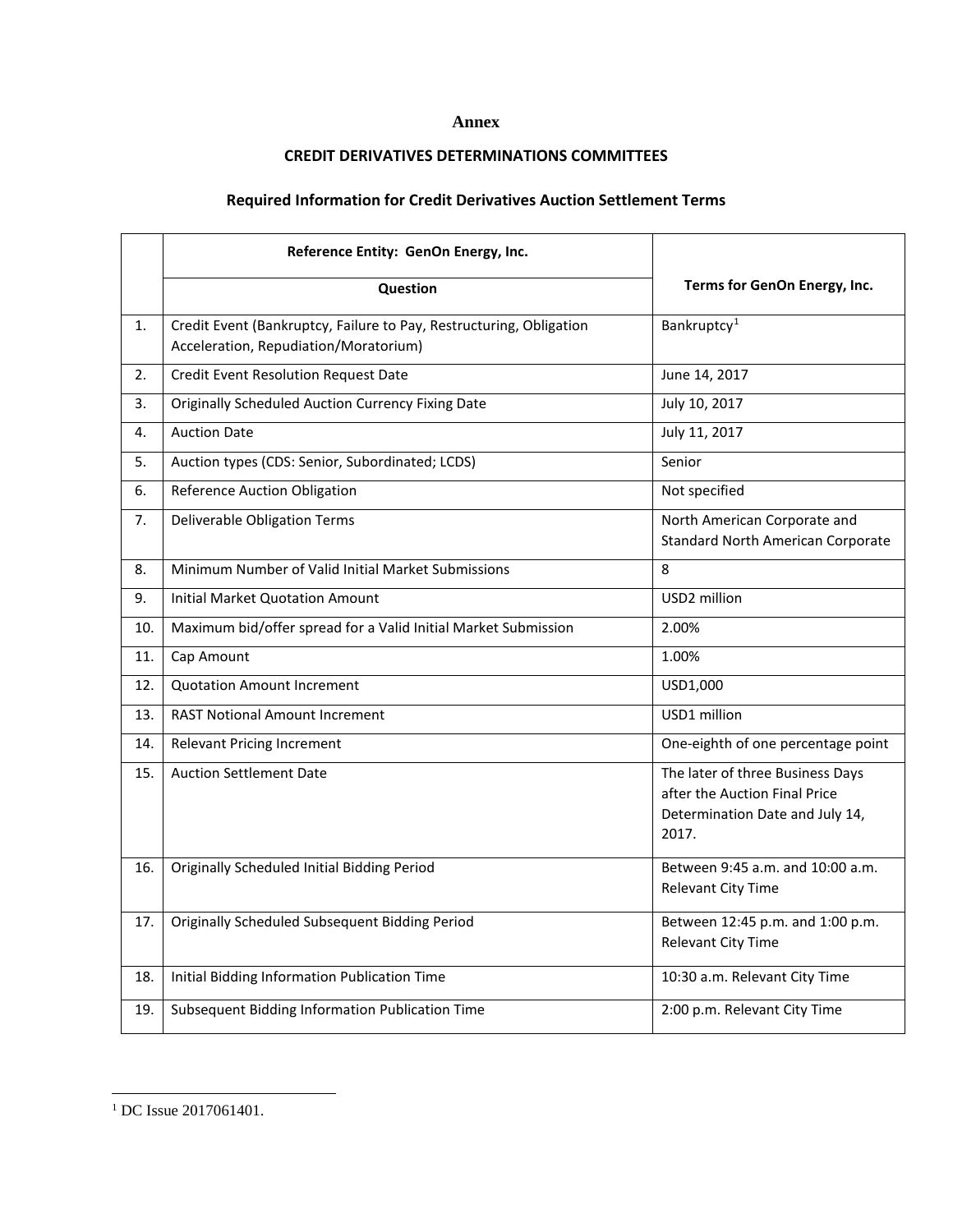**Annex**

**CREDIT DERIVATIVES DETERMINATIONS COMMITTEES**

**Required Information for Credit Derivatives Auction Settlement Terms**

| | **Reference Entity: GenOn Energy, Inc.** | **Terms for GenOn Energy, Inc.** |
|---|---|---|
| | **Question** | |
| 1. | Credit Event (Bankruptcy, Failure to Pay, Restructuring, Obligation Acceleration, Repudiation/Moratorium) | Bankruptcy[1] |
| 2. | Credit Event Resolution Request Date | June 14, 2017 |
| 3. | Originally Scheduled Auction Currency Fixing Date | July 10, 2017 |
| 4. | Auction Date | July 11, 2017 |
| 5. | Auction types (CDS: Senior, Subordinated; LCDS) | Senior |
| 6. | Reference Auction Obligation | Not specified |
| 7. | Deliverable Obligation Terms | North American Corporate and Standard North American Corporate |
| 8. | Minimum Number of Valid Initial Market Submissions | 8 |
| 9. | Initial Market Quotation Amount | USD2 million |
| 10. | Maximum bid/offer spread for a Valid Initial Market Submission | 2.00% |
| 11. | Cap Amount | 1.00% |
| 12. | Quotation Amount Increment | USD1,000 |
| 13. | RAST Notional Amount Increment | USD1 million |
| 14. | Relevant Pricing Increment | One-eighth of one percentage point |
| 15. | Auction Settlement Date | The later of three Business Days after the Auction Final Price Determination Date and July 14, 2017. |
| 16. | Originally Scheduled Initial Bidding Period | Between 9:45 a.m. and 10:00 a.m. Relevant City Time |
| 17. | Originally Scheduled Subsequent Bidding Period | Between 12:45 p.m. and 1:00 p.m. Relevant City Time |
| 18. | Initial Bidding Information Publication Time | 10:30 a.m. Relevant City Time |
| 19. | Subsequent Bidding Information Publication Time | 2:00 p.m. Relevant City Time |

[1] DC Issue 2017061401.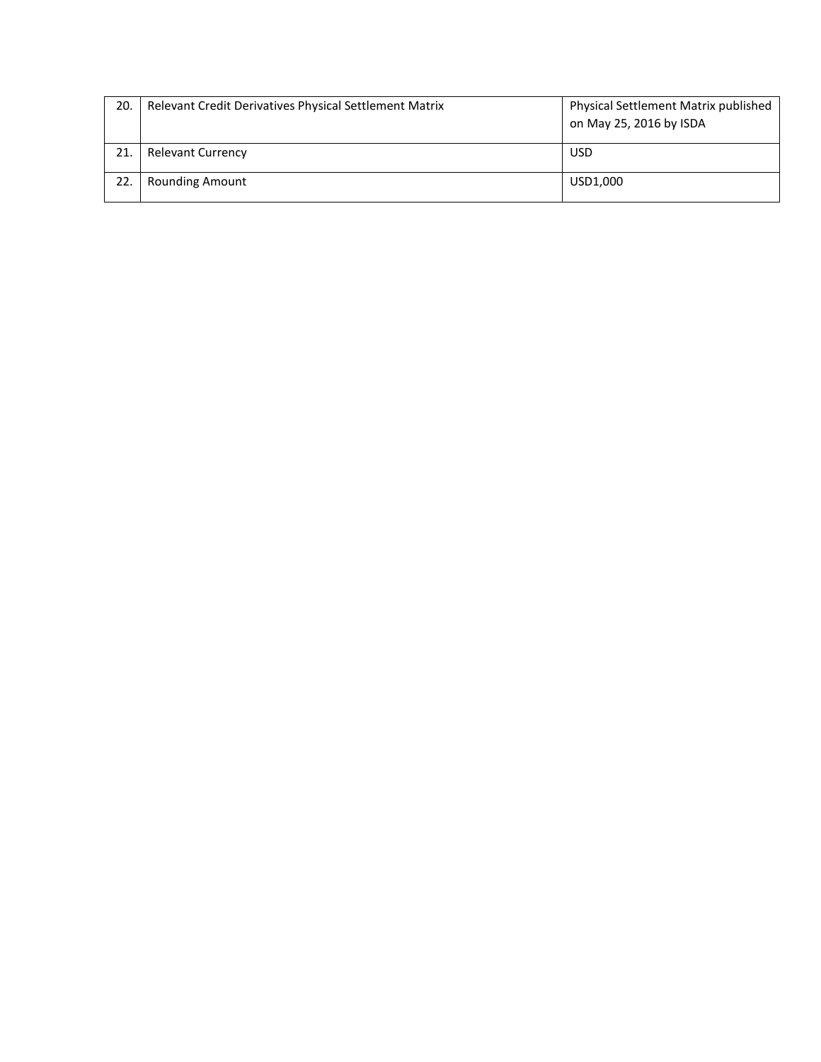| | | |
|---|---|---|
| 20. | Relevant Credit Derivatives Physical Settlement Matrix | Physical Settlement Matrix published on May 25, 2016 by ISDA |
| 21. | Relevant Currency | USD |
| 22. | Rounding Amount | USD1,000 |